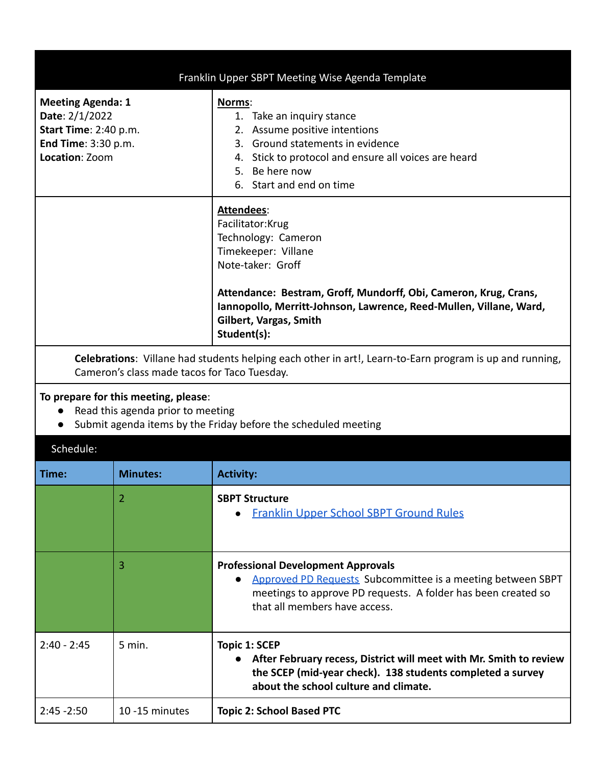# Franklin Upper SBPT Meeting Wise Agenda Template

**Meeting Agenda: 1**
**Date**: 2/1/2022
**Start Time**: 2:40 p.m.
**End Time**: 3:30 p.m.
**Location**: Zoom

**Norms**:

1. Take an inquiry stance
2. Assume positive intentions
3. Ground statements in evidence
4. Stick to protocol and ensure all voices are heard
5. Be here now
6. Start and end on time

**Attendees**:
Facilitator:Krug
Technology: Cameron
Timekeeper: Villane
Note-taker: Groff

**Attendance: Bestram, Groff, Mundorff, Obi, Cameron, Krug, Crans, Iannopollo, Merritt-Johnson, Lawrence, Reed-Mullen, Villane, Ward, Gilbert, Vargas, Smith**
**Student(s):**

**Celebrations**: Villane had students helping each other in art!, Learn-to-Earn program is up and running, Cameron's class made tacos for Taco Tuesday.

**To prepare for this meeting, please**:

- Read this agenda prior to meeting
- Submit agenda items by the Friday before the scheduled meeting

## Schedule:

| Time: | Minutes: | Activity: |
|---|---|---|
| | 2 | **SBPT Structure**<br>• Franklin Upper School SBPT Ground Rules |
| | 3 | **Professional Development Approvals**<br>• Approved PD Requests Subcommittee is a meeting between SBPT meetings to approve PD requests. A folder has been created so that all members have access. |
| 2:40 - 2:45 | 5 min. | **Topic 1: SCEP**<br>• **After February recess, District will meet with Mr. Smith to review the SCEP (mid-year check). 138 students completed a survey about the school culture and climate.** |
| 2:45 -2:50 | 10 -15 minutes | **Topic 2: School Based PTC** |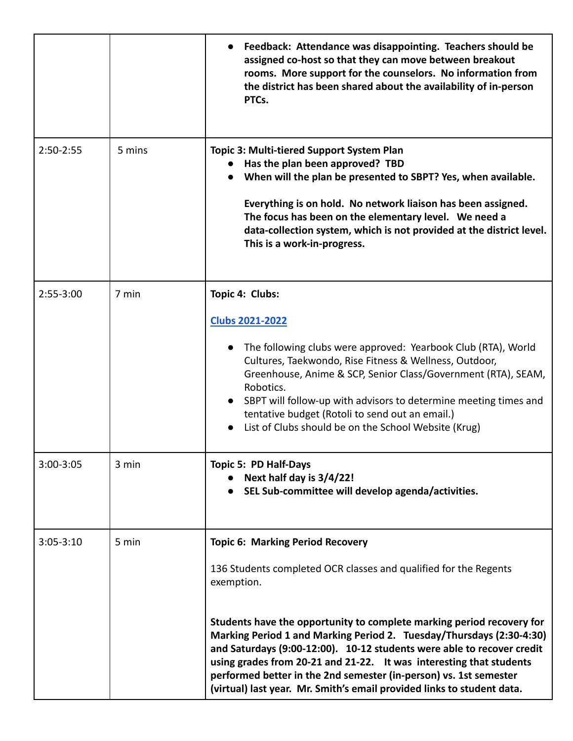| | | |
|---|---|---|
| | | • **Feedback: Attendance was disappointing. Teachers should be assigned co-host so that they can move between breakout rooms. More support for the counselors. No information from the district has been shared about the availability of in-person PTCs.** |
| 2:50-2:55 | 5 mins | **Topic 3: Multi-tiered Support System Plan**<br>• **Has the plan been approved? TBD**<br>• **When will the plan be presented to SBPT? Yes, when available.**<br><br>**Everything is on hold. No network liaison has been assigned. The focus has been on the elementary level. We need a data-collection system, which is not provided at the district level. This is a work-in-progress.** |
| 2:55-3:00 | 7 min | **Topic 4: Clubs:**<br><br>**Clubs 2021-2022**<br><br>• The following clubs were approved: Yearbook Club (RTA), World Cultures, Taekwondo, Rise Fitness & Wellness, Outdoor, Greenhouse, Anime & SCP, Senior Class/Government (RTA), SEAM, Robotics.<br>• SBPT will follow-up with advisors to determine meeting times and tentative budget (Rotoli to send out an email.)<br>• List of Clubs should be on the School Website (Krug) |
| 3:00-3:05 | 3 min | **Topic 5: PD Half-Days**<br>• **Next half day is 3/4/22!**<br>• **SEL Sub-committee will develop agenda/activities.** |
| 3:05-3:10 | 5 min | **Topic 6: Marking Period Recovery**<br><br>136 Students completed OCR classes and qualified for the Regents exemption.<br><br>**Students have the opportunity to complete marking period recovery for Marking Period 1 and Marking Period 2. Tuesday/Thursdays (2:30-4:30) and Saturdays (9:00-12:00). 10-12 students were able to recover credit using grades from 20-21 and 21-22. It was interesting that students performed better in the 2nd semester (in-person) vs. 1st semester (virtual) last year. Mr. Smith's email provided links to student data.** |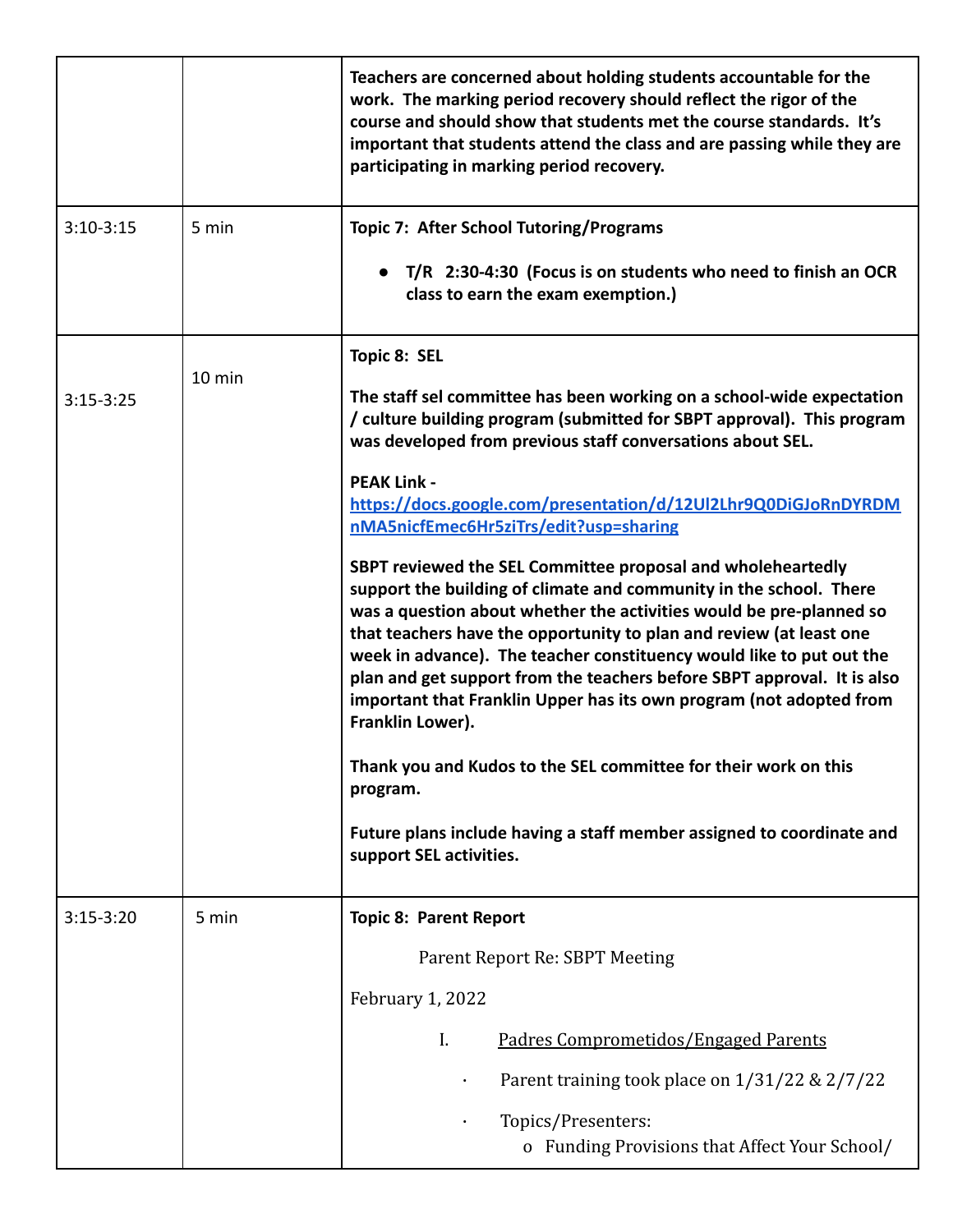| | | |
|---|---|---|
| | | **Teachers are concerned about holding students accountable for the work. The marking period recovery should reflect the rigor of the course and should show that students met the course standards. It's important that students attend the class and are passing while they are participating in marking period recovery.** |
| 3:10-3:15 | 5 min | **Topic 7: After School Tutoring/Programs**<br><br>● **T/R 2:30-4:30 (Focus is on students who need to finish an OCR class to earn the exam exemption.)** |
| 3:15-3:25 | 10 min | **Topic 8: SEL**<br><br>**The staff sel committee has been working on a school-wide expectation / culture building program (submitted for SBPT approval). This program was developed from previous staff conversations about SEL.**<br><br>**PEAK Link - [https://docs.google.com/presentation/d/12Ul2Lhr9Q0DiGJoRnDYRDMnMA5nicfEmec6Hr5ziTrs/edit?usp=sharing](https://docs.google.com/presentation/d/12Ul2Lhr9Q0DiGJoRnDYRDMnMA5nicfEmec6Hr5ziTrs/edit?usp=sharing)**<br><br>**SBPT reviewed the SEL Committee proposal and wholeheartedly support the building of climate and community in the school. There was a question about whether the activities would be pre-planned so that teachers have the opportunity to plan and review (at least one week in advance). The teacher constituency would like to put out the plan and get support from the teachers before SBPT approval. It is also important that Franklin Upper has its own program (not adopted from Franklin Lower).**<br><br>**Thank you and Kudos to the SEL committee for their work on this program.**<br><br>**Future plans include having a staff member assigned to coordinate and support SEL activities.** |
| 3:15-3:20 | 5 min | **Topic 8: Parent Report**<br><br>Parent Report Re: SBPT Meeting<br><br>February 1, 2022<br><br>I. <u>Padres Comprometidos/Engaged Parents</u><br><br>· Parent training took place on 1/31/22 & 2/7/22<br><br>· Topics/Presenters:<br>o Funding Provisions that Affect Your School/ |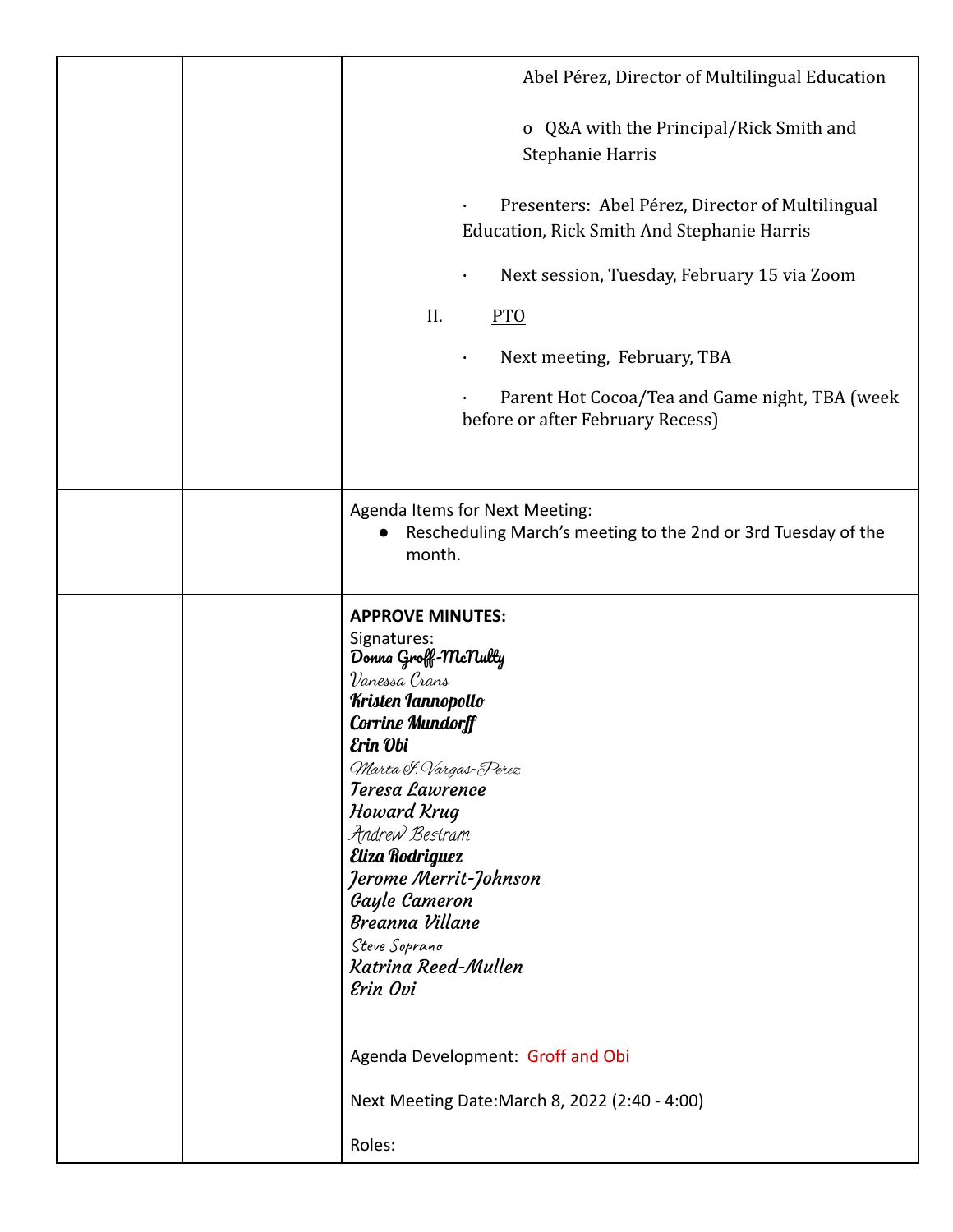| | | |
|---|---|---|
| | | Abel Pérez, Director of Multilingual Education<br><br>o Q&A with the Principal/Rick Smith and Stephanie Harris<br><br>· Presenters: Abel Pérez, Director of Multilingual Education, Rick Smith And Stephanie Harris<br><br>· Next session, Tuesday, February 15 via Zoom<br><br>II. PTO<br><br>· Next meeting, February, TBA<br><br>· Parent Hot Cocoa/Tea and Game night, TBA (week before or after February Recess) |
| | | Agenda Items for Next Meeting:<br>● Rescheduling March's meeting to the 2nd or 3rd Tuesday of the month. |
| | | **APPROVE MINUTES:**<br>Signatures:<br>Donna Groff-McNulty<br>Vanessa Crans<br>Kristen Iannopollo<br>Corrine Mundorff<br>Erin Obi<br>Marta I. Vargas-Perez<br>Teresa Lawrence<br>Howard Krug<br>Andrew Bestram<br>Eliza Rodriguez<br>Jerome Merrit-Johnson<br>Gayle Cameron<br>Breanna Villane<br>Steve Soprano<br>Katrina Reed-Mullen<br>Erin Ovi<br><br>Agenda Development: Groff and Obi<br><br>Next Meeting Date:March 8, 2022 (2:40 - 4:00)<br><br>Roles: |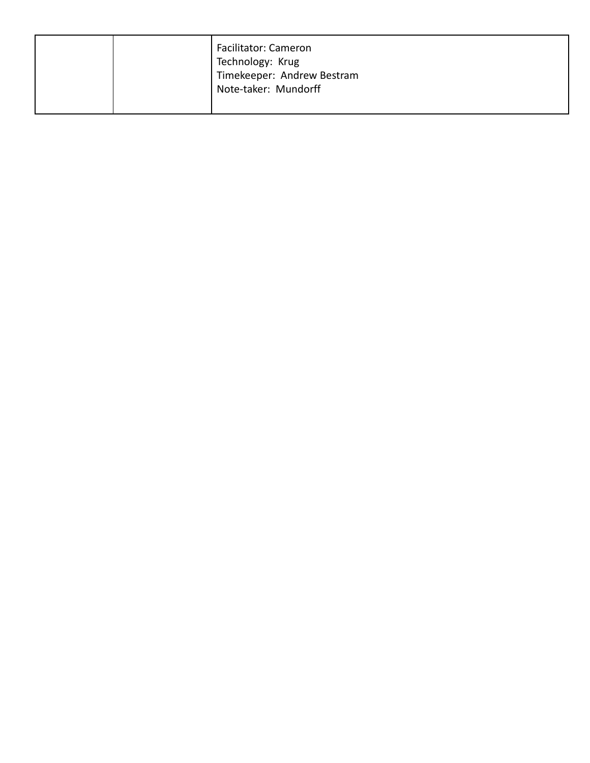| | | |
|---|---|---|
| | | Facilitator: Cameron<br>Technology: Krug<br>Timekeeper: Andrew Bestram<br>Note-taker: Mundorff |